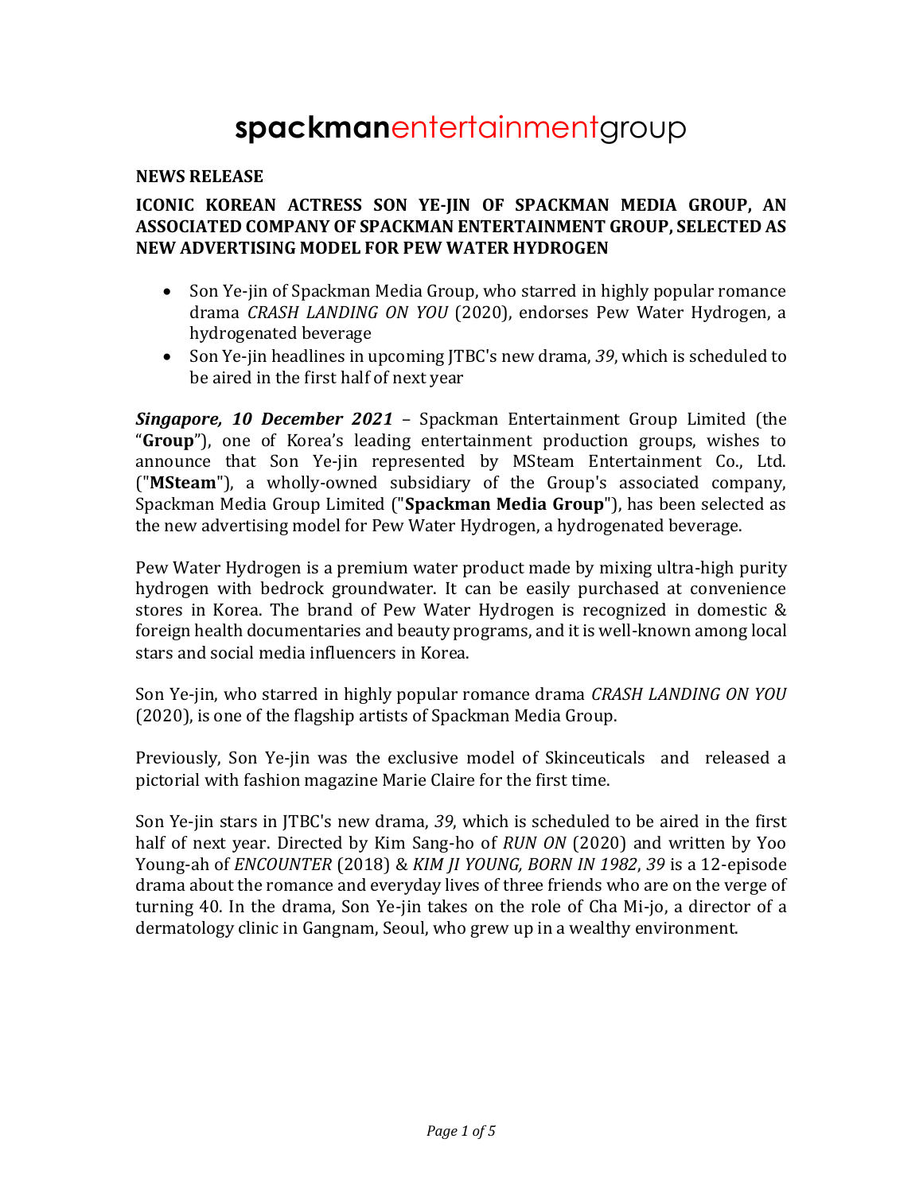# spackmanentertainmentgroup

**NEWS RELEASE**

**ICONIC KOREAN ACTRESS SON YE-JIN OF SPACKMAN MEDIA GROUP, AN ASSOCIATED COMPANY OF SPACKMAN ENTERTAINMENT GROUP, SELECTED AS NEW ADVERTISING MODEL FOR PEW WATER HYDROGEN**

- Son Ye-jin of Spackman Media Group, who starred in highly popular romance drama *CRASH LANDING ON YOU* (2020), endorses Pew Water Hydrogen, a hydrogenated beverage
- Son Ye-jin headlines in upcoming JTBC's new drama, *39*, which is scheduled to be aired in the first half of next year

***Singapore, 10 December 2021*** – Spackman Entertainment Group Limited (the "**Group**"), one of Korea's leading entertainment production groups, wishes to announce that Son Ye-jin represented by MSteam Entertainment Co., Ltd. ("**MSteam**"), a wholly-owned subsidiary of the Group's associated company, Spackman Media Group Limited ("**Spackman Media Group**"), has been selected as the new advertising model for Pew Water Hydrogen, a hydrogenated beverage.

Pew Water Hydrogen is a premium water product made by mixing ultra-high purity hydrogen with bedrock groundwater. It can be easily purchased at convenience stores in Korea. The brand of Pew Water Hydrogen is recognized in domestic & foreign health documentaries and beauty programs, and it is well-known among local stars and social media influencers in Korea.

Son Ye-jin, who starred in highly popular romance drama *CRASH LANDING ON YOU* (2020), is one of the flagship artists of Spackman Media Group.

Previously, Son Ye-jin was the exclusive model of Skinceuticals and released a pictorial with fashion magazine Marie Claire for the first time.

Son Ye-jin stars in JTBC's new drama, *39*, which is scheduled to be aired in the first half of next year. Directed by Kim Sang-ho of *RUN ON* (2020) and written by Yoo Young-ah of *ENCOUNTER* (2018) & *KIM JI YOUNG, BORN IN 1982*, *39* is a 12-episode drama about the romance and everyday lives of three friends who are on the verge of turning 40. In the drama, Son Ye-jin takes on the role of Cha Mi-jo, a director of a dermatology clinic in Gangnam, Seoul, who grew up in a wealthy environment.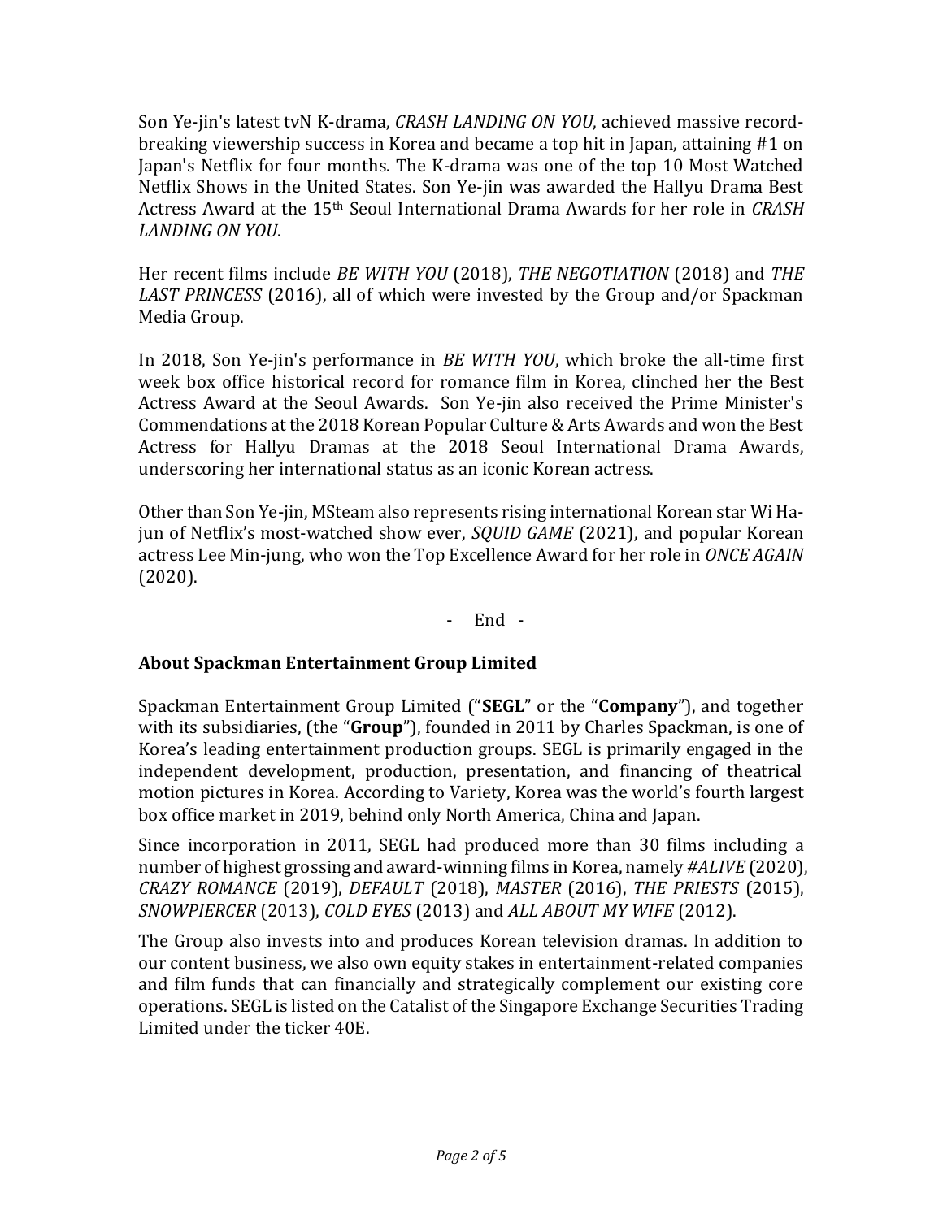Son Ye-jin's latest tvN K-drama, *CRASH LANDING ON YOU*, achieved massive record-breaking viewership success in Korea and became a top hit in Japan, attaining #1 on Japan's Netflix for four months. The K-drama was one of the top 10 Most Watched Netflix Shows in the United States. Son Ye-jin was awarded the Hallyu Drama Best Actress Award at the 15th Seoul International Drama Awards for her role in *CRASH LANDING ON YOU*.

Her recent films include *BE WITH YOU* (2018), *THE NEGOTIATION* (2018) and *THE LAST PRINCESS* (2016), all of which were invested by the Group and/or Spackman Media Group.

In 2018, Son Ye-jin's performance in *BE WITH YOU*, which broke the all-time first week box office historical record for romance film in Korea, clinched her the Best Actress Award at the Seoul Awards. Son Ye-jin also received the Prime Minister's Commendations at the 2018 Korean Popular Culture & Arts Awards and won the Best Actress for Hallyu Dramas at the 2018 Seoul International Drama Awards, underscoring her international status as an iconic Korean actress.

Other than Son Ye-jin, MSteam also represents rising international Korean star Wi Ha-jun of Netflix's most-watched show ever, *SQUID GAME* (2021), and popular Korean actress Lee Min-jung, who won the Top Excellence Award for her role in *ONCE AGAIN* (2020).

\- End -

**About Spackman Entertainment Group Limited**

Spackman Entertainment Group Limited ("**SEGL**" or the "**Company**"), and together with its subsidiaries, (the "**Group**"), founded in 2011 by Charles Spackman, is one of Korea's leading entertainment production groups. SEGL is primarily engaged in the independent development, production, presentation, and financing of theatrical motion pictures in Korea. According to Variety, Korea was the world's fourth largest box office market in 2019, behind only North America, China and Japan.

Since incorporation in 2011, SEGL had produced more than 30 films including a number of highest grossing and award-winning films in Korea, namely *#ALIVE* (2020), *CRAZY ROMANCE* (2019), *DEFAULT* (2018), *MASTER* (2016), *THE PRIESTS* (2015), *SNOWPIERCER* (2013), *COLD EYES* (2013) and *ALL ABOUT MY WIFE* (2012).

The Group also invests into and produces Korean television dramas. In addition to our content business, we also own equity stakes in entertainment-related companies and film funds that can financially and strategically complement our existing core operations. SEGL is listed on the Catalist of the Singapore Exchange Securities Trading Limited under the ticker 40E.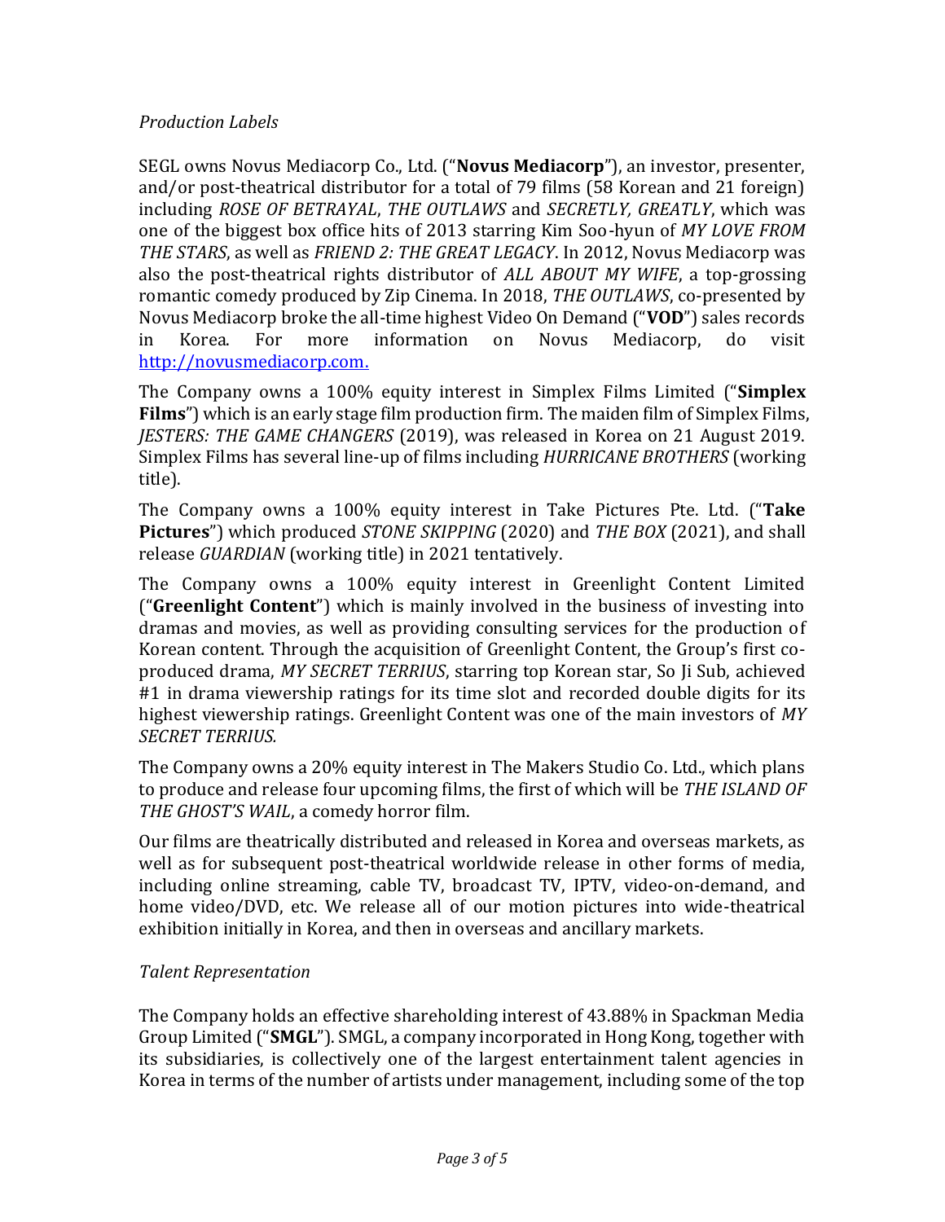*Production Labels*

SEGL owns Novus Mediacorp Co., Ltd. ("**Novus Mediacorp**"), an investor, presenter, and/or post-theatrical distributor for a total of 79 films (58 Korean and 21 foreign) including *ROSE OF BETRAYAL*, *THE OUTLAWS* and *SECRETLY, GREATLY*, which was one of the biggest box office hits of 2013 starring Kim Soo-hyun of *MY LOVE FROM THE STARS*, as well as *FRIEND 2: THE GREAT LEGACY*. In 2012, Novus Mediacorp was also the post-theatrical rights distributor of *ALL ABOUT MY WIFE*, a top-grossing romantic comedy produced by Zip Cinema. In 2018, *THE OUTLAWS*, co-presented by Novus Mediacorp broke the all-time highest Video On Demand ("**VOD**") sales records in Korea. For more information on Novus Mediacorp, do visit http://novusmediacorp.com.

The Company owns a 100% equity interest in Simplex Films Limited ("**Simplex Films**") which is an early stage film production firm. The maiden film of Simplex Films, *JESTERS: THE GAME CHANGERS* (2019), was released in Korea on 21 August 2019. Simplex Films has several line-up of films including *HURRICANE BROTHERS* (working title).

The Company owns a 100% equity interest in Take Pictures Pte. Ltd. ("**Take Pictures**") which produced *STONE SKIPPING* (2020) and *THE BOX* (2021), and shall release *GUARDIAN* (working title) in 2021 tentatively.

The Company owns a 100% equity interest in Greenlight Content Limited ("**Greenlight Content**") which is mainly involved in the business of investing into dramas and movies, as well as providing consulting services for the production of Korean content. Through the acquisition of Greenlight Content, the Group's first co-produced drama, *MY SECRET TERRIUS*, starring top Korean star, So Ji Sub, achieved #1 in drama viewership ratings for its time slot and recorded double digits for its highest viewership ratings. Greenlight Content was one of the main investors of *MY SECRET TERRIUS.*

The Company owns a 20% equity interest in The Makers Studio Co. Ltd., which plans to produce and release four upcoming films, the first of which will be *THE ISLAND OF THE GHOST'S WAIL*, a comedy horror film.

Our films are theatrically distributed and released in Korea and overseas markets, as well as for subsequent post-theatrical worldwide release in other forms of media, including online streaming, cable TV, broadcast TV, IPTV, video-on-demand, and home video/DVD, etc. We release all of our motion pictures into wide-theatrical exhibition initially in Korea, and then in overseas and ancillary markets.

*Talent Representation*

The Company holds an effective shareholding interest of 43.88% in Spackman Media Group Limited ("**SMGL**"). SMGL, a company incorporated in Hong Kong, together with its subsidiaries, is collectively one of the largest entertainment talent agencies in Korea in terms of the number of artists under management, including some of the top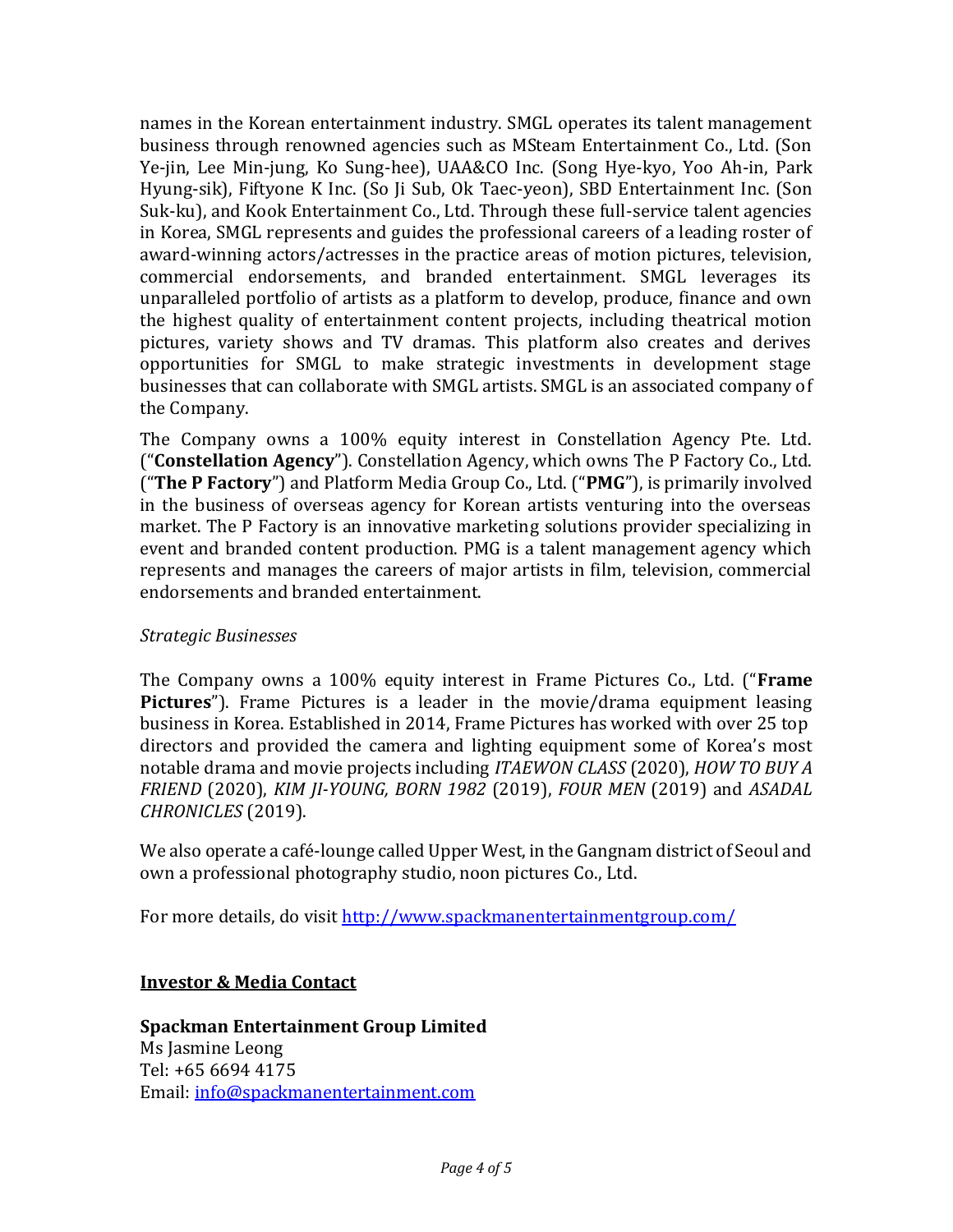names in the Korean entertainment industry. SMGL operates its talent management business through renowned agencies such as MSteam Entertainment Co., Ltd. (Son Ye-jin, Lee Min-jung, Ko Sung-hee), UAA&CO Inc. (Song Hye-kyo, Yoo Ah-in, Park Hyung-sik), Fiftyone K Inc. (So Ji Sub, Ok Taec-yeon), SBD Entertainment Inc. (Son Suk-ku), and Kook Entertainment Co., Ltd. Through these full-service talent agencies in Korea, SMGL represents and guides the professional careers of a leading roster of award-winning actors/actresses in the practice areas of motion pictures, television, commercial endorsements, and branded entertainment. SMGL leverages its unparalleled portfolio of artists as a platform to develop, produce, finance and own the highest quality of entertainment content projects, including theatrical motion pictures, variety shows and TV dramas. This platform also creates and derives opportunities for SMGL to make strategic investments in development stage businesses that can collaborate with SMGL artists. SMGL is an associated company of the Company.

The Company owns a 100% equity interest in Constellation Agency Pte. Ltd. ("**Constellation Agency**"). Constellation Agency, which owns The P Factory Co., Ltd. ("**The P Factory**") and Platform Media Group Co., Ltd. ("**PMG**"), is primarily involved in the business of overseas agency for Korean artists venturing into the overseas market. The P Factory is an innovative marketing solutions provider specializing in event and branded content production. PMG is a talent management agency which represents and manages the careers of major artists in film, television, commercial endorsements and branded entertainment.

*Strategic Businesses*

The Company owns a 100% equity interest in Frame Pictures Co., Ltd. ("**Frame Pictures**"). Frame Pictures is a leader in the movie/drama equipment leasing business in Korea. Established in 2014, Frame Pictures has worked with over 25 top directors and provided the camera and lighting equipment some of Korea's most notable drama and movie projects including *ITAEWON CLASS* (2020), *HOW TO BUY A FRIEND* (2020), *KIM JI-YOUNG, BORN 1982* (2019), *FOUR MEN* (2019) and *ASADAL CHRONICLES* (2019).

We also operate a café-lounge called Upper West, in the Gangnam district of Seoul and own a professional photography studio, noon pictures Co., Ltd.

For more details, do visit [http://www.spackmanentertainmentgroup.com/](http://www.spackmanentertainmentgroup.com/)

## Investor & Media Contact

**Spackman Entertainment Group Limited**
Ms Jasmine Leong
Tel: +65 6694 4175
Email: [info@spackmanentertainment.com](mailto:info@spackmanentertainment.com)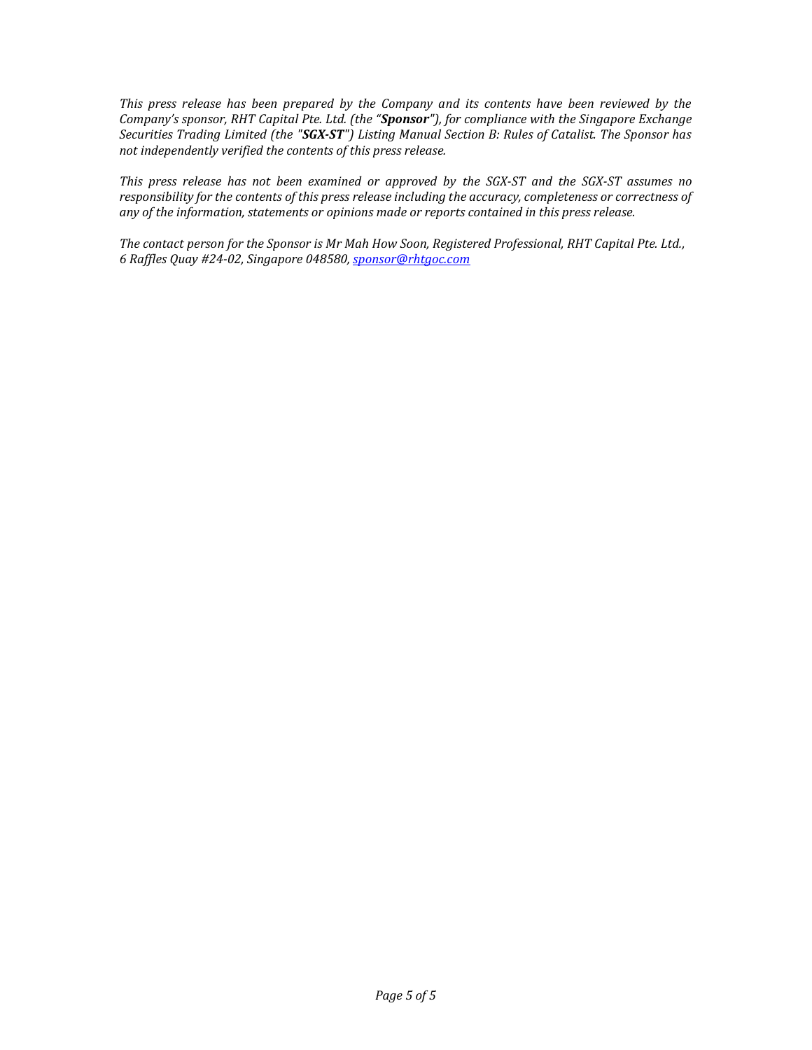*This press release has been prepared by the Company and its contents have been reviewed by the Company's sponsor, RHT Capital Pte. Ltd. (the "**Sponsor**"), for compliance with the Singapore Exchange Securities Trading Limited (the "**SGX-ST**") Listing Manual Section B: Rules of Catalist. The Sponsor has not independently verified the contents of this press release.*

*This press release has not been examined or approved by the SGX-ST and the SGX-ST assumes no responsibility for the contents of this press release including the accuracy, completeness or correctness of any of the information, statements or opinions made or reports contained in this press release.*

*The contact person for the Sponsor is Mr Mah How Soon, Registered Professional, RHT Capital Pte. Ltd., 6 Raffles Quay #24-02, Singapore 048580, sponsor@rhtgoc.com*